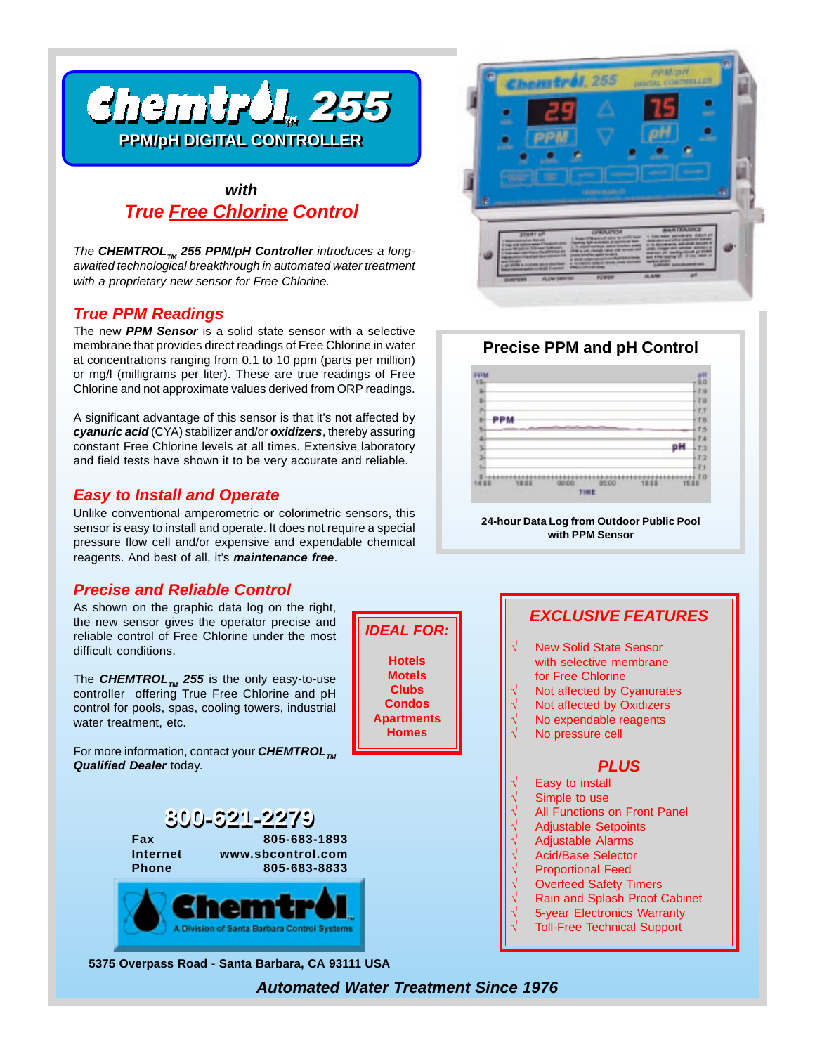# Chemtrol™ 255

## PPM/pH DIGITAL CONTROLLER

*with*

## *True Free Chlorine Control*

*The **CHEMTROL™ 255 PPM/pH Controller** introduces a long-awaited technological breakthrough in automated water treatment with a proprietary new sensor for Free Chlorine.*

### *True PPM Readings*

The new ***PPM Sensor*** is a solid state sensor with a selective membrane that provides direct readings of Free Chlorine in water at concentrations ranging from 0.1 to 10 ppm (parts per million) or mg/l (milligrams per liter). These are true readings of Free Chlorine and not approximate values derived from ORP readings.

A significant advantage of this sensor is that it's not affected by ***cyanuric acid*** (CYA) stabilizer and/or ***oxidizers***, thereby assuring constant Free Chlorine levels at all times. Extensive laboratory and field tests have shown it to be very accurate and reliable.

### *Easy to Install and Operate*

Unlike conventional amperometric or colorimetric sensors, this sensor is easy to install and operate. It does not require a special pressure flow cell and/or expensive and expendable chemical reagents. And best of all, it's ***maintenance free***.

### *Precise and Reliable Control*

As shown on the graphic data log on the right, the new sensor gives the operator precise and reliable control of Free Chlorine under the most difficult conditions.

The ***CHEMTROL™ 255*** is the only easy-to-use controller offering True Free Chlorine and pH control for pools, spas, cooling towers, industrial water treatment, etc.

For more information, contact your ***CHEMTROL™ Qualified Dealer*** today.

### *IDEAL FOR:*

- Hotels
- Motels
- Clubs
- Condos
- Apartments
- Homes

### Precise PPM and pH Control

24-hour Data Log from Outdoor Public Pool with PPM Sensor

### *EXCLUSIVE FEATURES*

- √ New Solid State Sensor with selective membrane for Free Chlorine
- √ Not affected by Cyanurates
- √ Not affected by Oxidizers
- √ No expendable reagents
- √ No pressure cell

### *PLUS*

- √ Easy to install
- √ Simple to use
- √ All Functions on Front Panel
- √ Adjustable Setpoints
- √ Adjustable Alarms
- √ Acid/Base Selector
- √ Proportional Feed
- √ Overfeed Safety Timers
- √ Rain and Splash Proof Cabinet
- √ 5-year Electronics Warranty
- √ Toll-Free Technical Support

**800-621-2279**

| | |
|---|---|
| **Fax** | **805-683-1893** |
| **Internet** | **www.sbcontrol.com** |
| **Phone** | **805-683-8833** |

Chemtrol™ — A Division of Santa Barbara Control Systems

**5375 Overpass Road - Santa Barbara, CA 93111 USA**

***Automated Water Treatment Since 1976***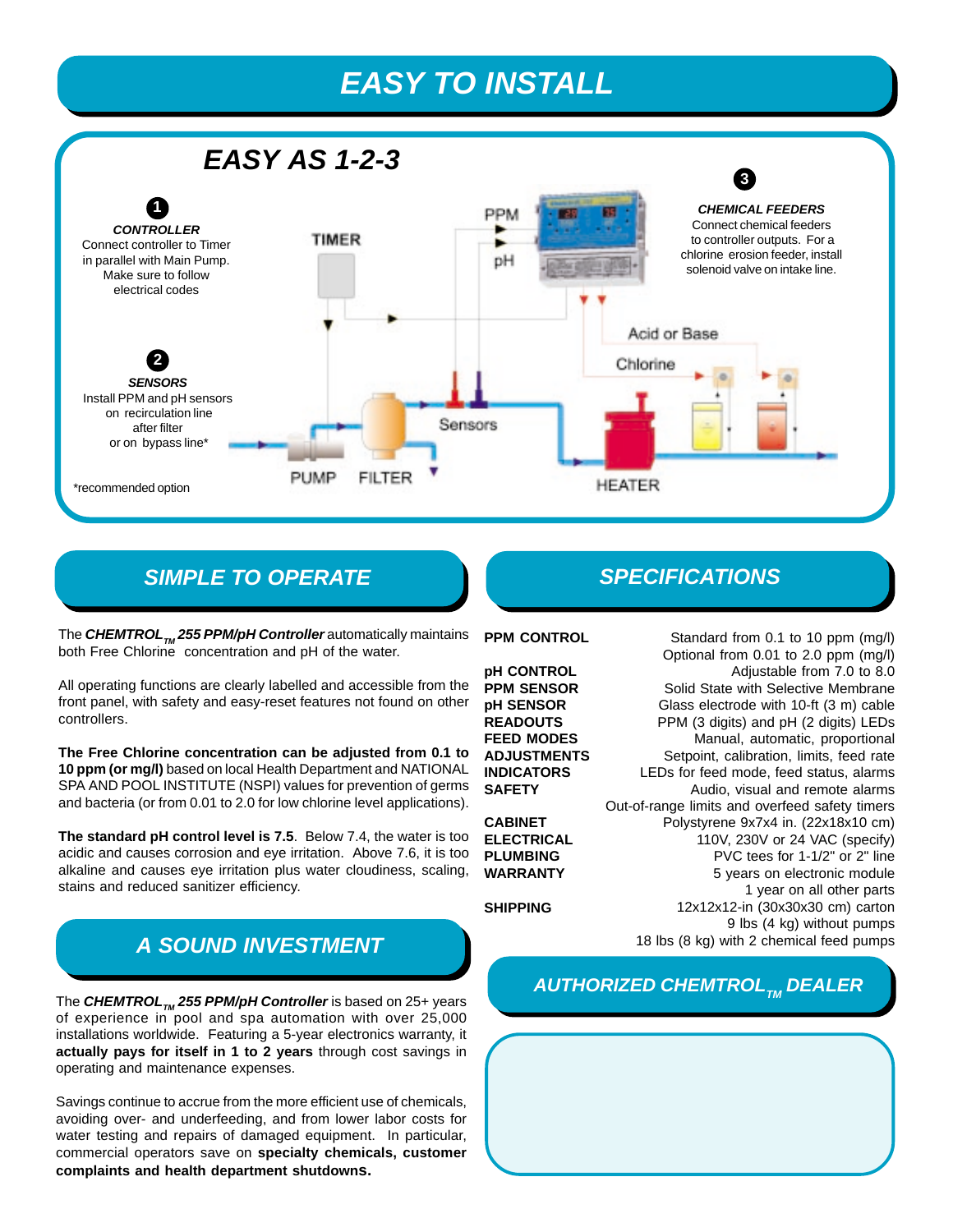# EASY TO INSTALL

## EASY AS 1-2-3

**1**

***CONTROLLER***
Connect controller to Timer in parallel with Main Pump. Make sure to follow electrical codes

**2**

***SENSORS***
Install PPM and pH sensors on recirculation line after filter or on bypass line*

**3**

***CHEMICAL FEEDERS***
Connect chemical feeders to controller outputs. For a chlorine erosion feeder, install solenoid valve on intake line.

TIMER
PPM
pH
Acid or Base
Chlorine
Sensors
PUMP
FILTER
HEATER

*recommended option

## SIMPLE TO OPERATE

The ***CHEMTROL$_{TM}$ 255 PPM/pH Controller*** automatically maintains both Free Chlorine concentration and pH of the water.

All operating functions are clearly labelled and accessible from the front panel, with safety and easy-reset features not found on other controllers.

**The Free Chlorine concentration can be adjusted from 0.1 to 10 ppm (or mg/l)** based on local Health Department and NATIONAL SPA AND POOL INSTITUTE (NSPI) values for prevention of germs and bacteria (or from 0.01 to 2.0 for low chlorine level applications).

**The standard pH control level is 7.5**. Below 7.4, the water is too acidic and causes corrosion and eye irritation. Above 7.6, it is too alkaline and causes eye irritation plus water cloudiness, scaling, stains and reduced sanitizer efficiency.

## A SOUND INVESTMENT

The ***CHEMTROL$_{TM}$ 255 PPM/pH Controller*** is based on 25+ years of experience in pool and spa automation with over 25,000 installations worldwide. Featuring a 5-year electronics warranty, it **actually pays for itself in 1 to 2 years** through cost savings in operating and maintenance expenses.

Savings continue to accrue from the more efficient use of chemicals, avoiding over- and underfeeding, and from lower labor costs for water testing and repairs of damaged equipment. In particular, commercial operators save on **specialty chemicals, customer complaints and health department shutdowns.**

## SPECIFICATIONS

| | |
|---|---|
| **PPM CONTROL** | Standard from 0.1 to 10 ppm (mg/l)<br>Optional from 0.01 to 2.0 ppm (mg/l) |
| **pH CONTROL** | Adjustable from 7.0 to 8.0 |
| **PPM SENSOR** | Solid State with Selective Membrane |
| **pH SENSOR** | Glass electrode with 10-ft (3 m) cable |
| **READOUTS** | PPM (3 digits) and pH (2 digits) LEDs |
| **FEED MODES** | Manual, automatic, proportional |
| **ADJUSTMENTS** | Setpoint, calibration, limits, feed rate |
| **INDICATORS** | LEDs for feed mode, feed status, alarms |
| **SAFETY** | Audio, visual and remote alarms<br>Out-of-range limits and overfeed safety timers |
| **CABINET** | Polystyrene 9x7x4 in. (22x18x10 cm) |
| **ELECTRICAL** | 110V, 230V or 24 VAC (specify) |
| **PLUMBING** | PVC tees for 1-1/2" or 2" line |
| **WARRANTY** | 5 years on electronic module<br>1 year on all other parts |
| **SHIPPING** | 12x12x12-in (30x30x30 cm) carton<br>9 lbs (4 kg) without pumps<br>18 lbs (8 kg) with 2 chemical feed pumps |

## AUTHORIZED CHEMTROL$_{TM}$ DEALER